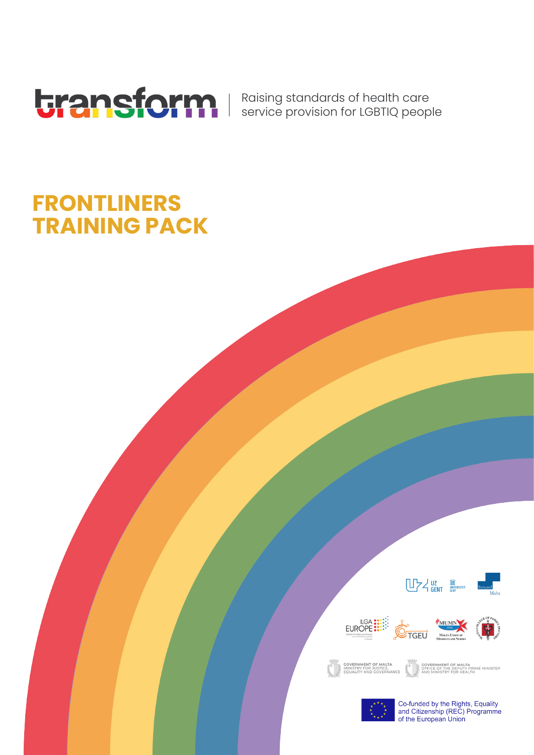transform | Raising standards of health care service provision for LGBTIQ people

# FRONTLINERS TRAINING PACK

UZ GENT | UNIVERSITEIT GENT | Steward Malta

ILGA EUROPE | TGEU | MUMN Malta Union of Midwives and Nurses | Malta College of Family Doctors

GOVERNMENT OF MALTA MINISTRY FOR JUSTICE, EQUALITY AND GOVERNANCE

GOVERNMENT OF MALTA OFFICE OF THE DEPUTY PRIME MINISTER AND MINISTRY FOR HEALTH

Co-funded by the Rights, Equality and Citizenship (REC) Programme of the European Union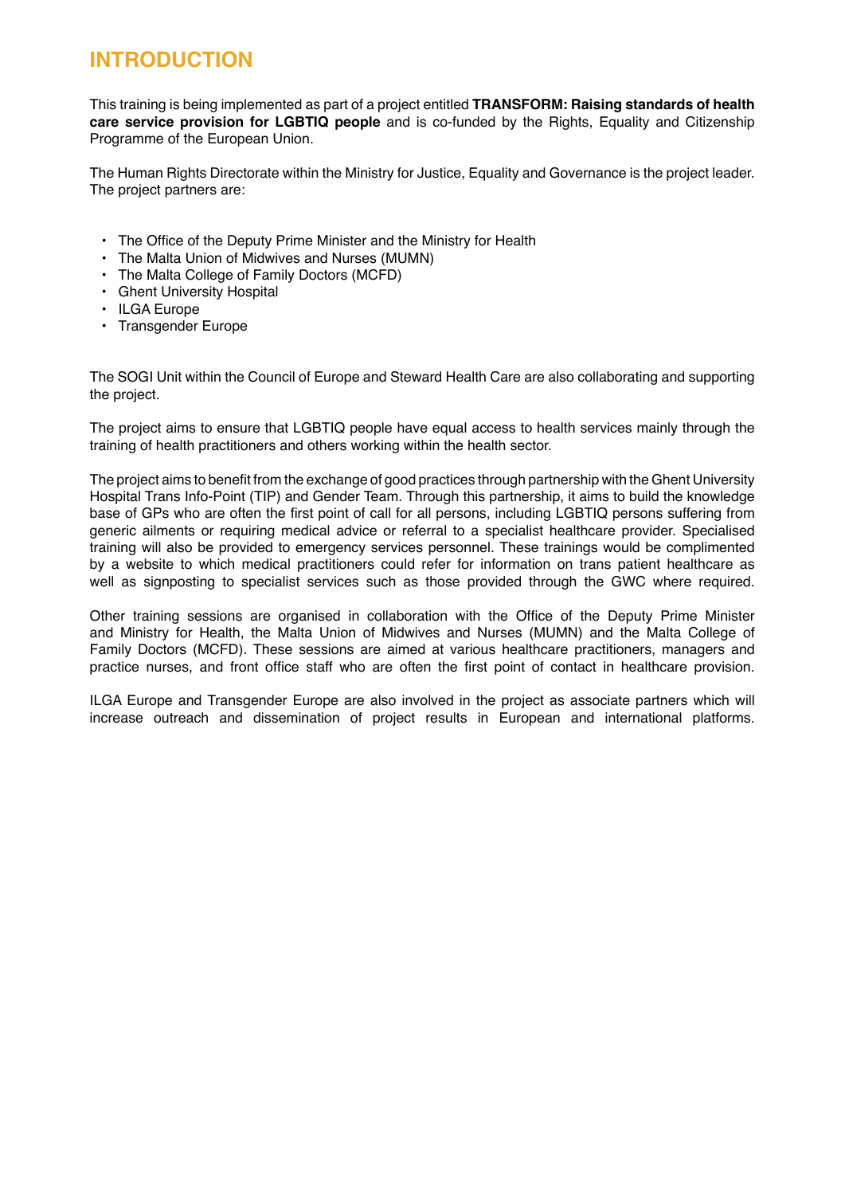# INTRODUCTION

This training is being implemented as part of a project entitled **TRANSFORM: Raising standards of health care service provision for LGBTIQ people** and is co-funded by the Rights, Equality and Citizenship Programme of the European Union.

The Human Rights Directorate within the Ministry for Justice, Equality and Governance is the project leader. The project partners are:

- The Office of the Deputy Prime Minister and the Ministry for Health
- The Malta Union of Midwives and Nurses (MUMN)
- The Malta College of Family Doctors (MCFD)
- Ghent University Hospital
- ILGA Europe
- Transgender Europe

The SOGI Unit within the Council of Europe and Steward Health Care are also collaborating and supporting the project.

The project aims to ensure that LGBTIQ people have equal access to health services mainly through the training of health practitioners and others working within the health sector.

The project aims to benefit from the exchange of good practices through partnership with the Ghent University Hospital Trans Info-Point (TIP) and Gender Team. Through this partnership, it aims to build the knowledge base of GPs who are often the first point of call for all persons, including LGBTIQ persons suffering from generic ailments or requiring medical advice or referral to a specialist healthcare provider. Specialised training will also be provided to emergency services personnel. These trainings would be complimented by a website to which medical practitioners could refer for information on trans patient healthcare as well as signposting to specialist services such as those provided through the GWC where required.

Other training sessions are organised in collaboration with the Office of the Deputy Prime Minister and Ministry for Health, the Malta Union of Midwives and Nurses (MUMN) and the Malta College of Family Doctors (MCFD). These sessions are aimed at various healthcare practitioners, managers and practice nurses, and front office staff who are often the first point of contact in healthcare provision.

ILGA Europe and Transgender Europe are also involved in the project as associate partners which will increase outreach and dissemination of project results in European and international platforms.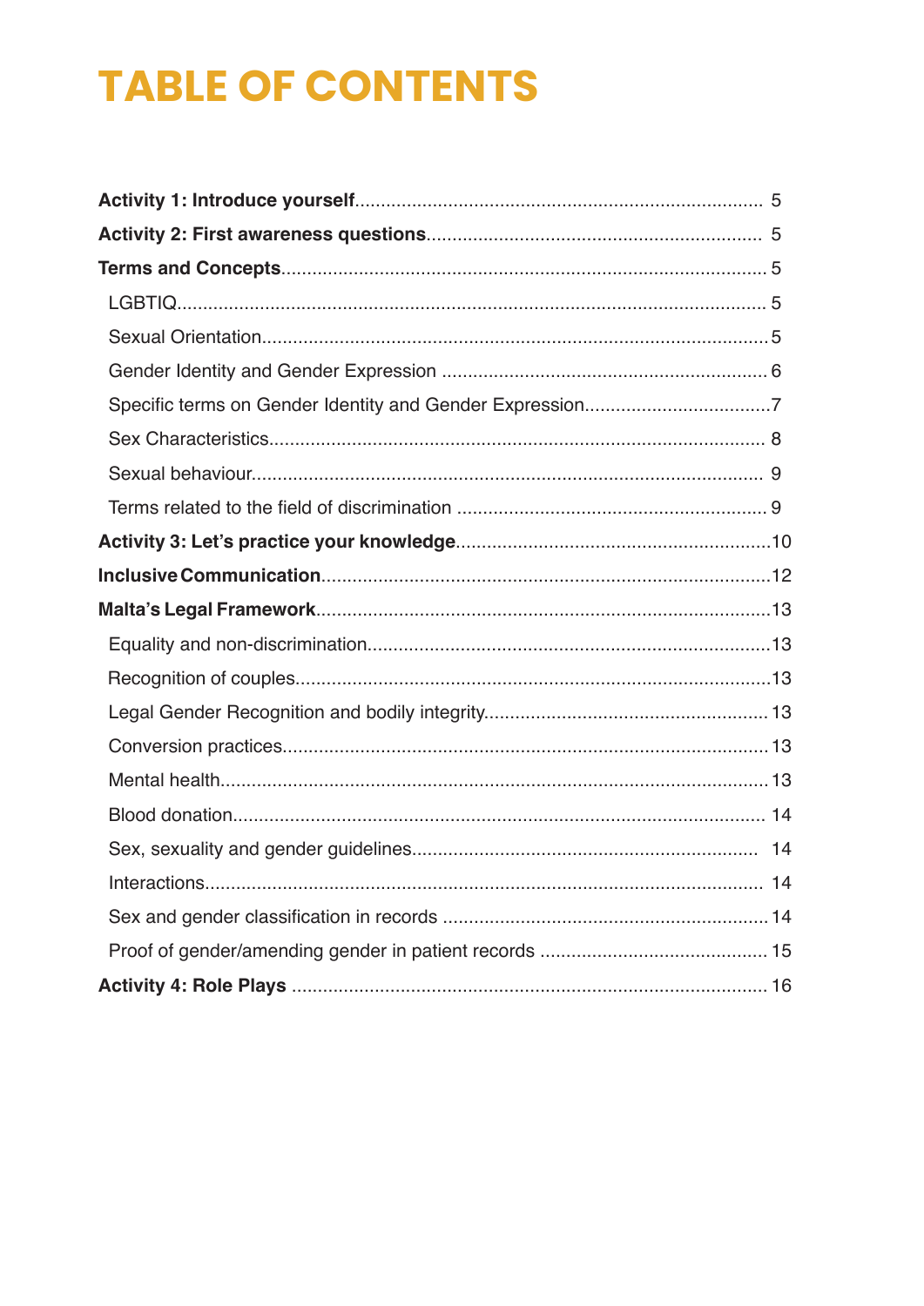# TABLE OF CONTENTS

**Activity 1: Introduce yourself** .......... 5

**Activity 2: First awareness questions** .......... 5

**Terms and Concepts** .......... 5

- LGBTIQ .......... 5
- Sexual Orientation .......... 5
- Gender Identity and Gender Expression .......... 6
- Specific terms on Gender Identity and Gender Expression .......... 7
- Sex Characteristics .......... 8
- Sexual behaviour .......... 9
- Terms related to the field of discrimination .......... 9

**Activity 3: Let's practice your knowledge** .......... 10

**Inclusive Communication** .......... 12

**Malta's Legal Framework** .......... 13

- Equality and non-discrimination .......... 13
- Recognition of couples .......... 13
- Legal Gender Recognition and bodily integrity .......... 13
- Conversion practices .......... 13
- Mental health .......... 13
- Blood donation .......... 14
- Sex, sexuality and gender guidelines .......... 14
- Interactions .......... 14
- Sex and gender classification in records .......... 14
- Proof of gender/amending gender in patient records .......... 15

**Activity 4: Role Plays** .......... 16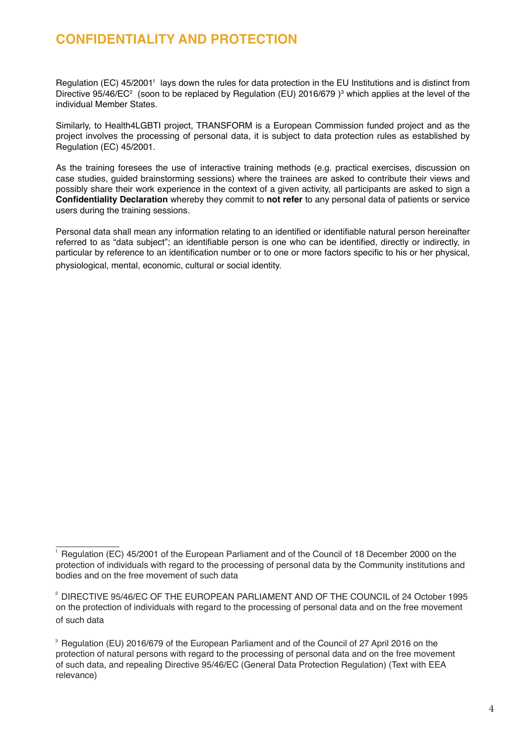# CONFIDENTIALITY AND PROTECTION

Regulation (EC) 45/2001[1] lays down the rules for data protection in the EU Institutions and is distinct from Directive 95/46/EC[2] (soon to be replaced by Regulation (EU) 2016/679 )[3] which applies at the level of the individual Member States.

Similarly, to Health4LGBTI project, TRANSFORM is a European Commission funded project and as the project involves the processing of personal data, it is subject to data protection rules as established by Regulation (EC) 45/2001.

As the training foresees the use of interactive training methods (e.g. practical exercises, discussion on case studies, guided brainstorming sessions) where the trainees are asked to contribute their views and possibly share their work experience in the context of a given activity, all participants are asked to sign a **Confidentiality Declaration** whereby they commit to **not refer** to any personal data of patients or service users during the training sessions.

Personal data shall mean any information relating to an identified or identifiable natural person hereinafter referred to as "data subject"; an identifiable person is one who can be identified, directly or indirectly, in particular by reference to an identification number or to one or more factors specific to his or her physical, physiological, mental, economic, cultural or social identity.

---

[1] Regulation (EC) 45/2001 of the European Parliament and of the Council of 18 December 2000 on the protection of individuals with regard to the processing of personal data by the Community institutions and bodies and on the free movement of such data

[2] DIRECTIVE 95/46/EC OF THE EUROPEAN PARLIAMENT AND OF THE COUNCIL of 24 October 1995 on the protection of individuals with regard to the processing of personal data and on the free movement of such data

[3] Regulation (EU) 2016/679 of the European Parliament and of the Council of 27 April 2016 on the protection of natural persons with regard to the processing of personal data and on the free movement of such data, and repealing Directive 95/46/EC (General Data Protection Regulation) (Text with EEA relevance)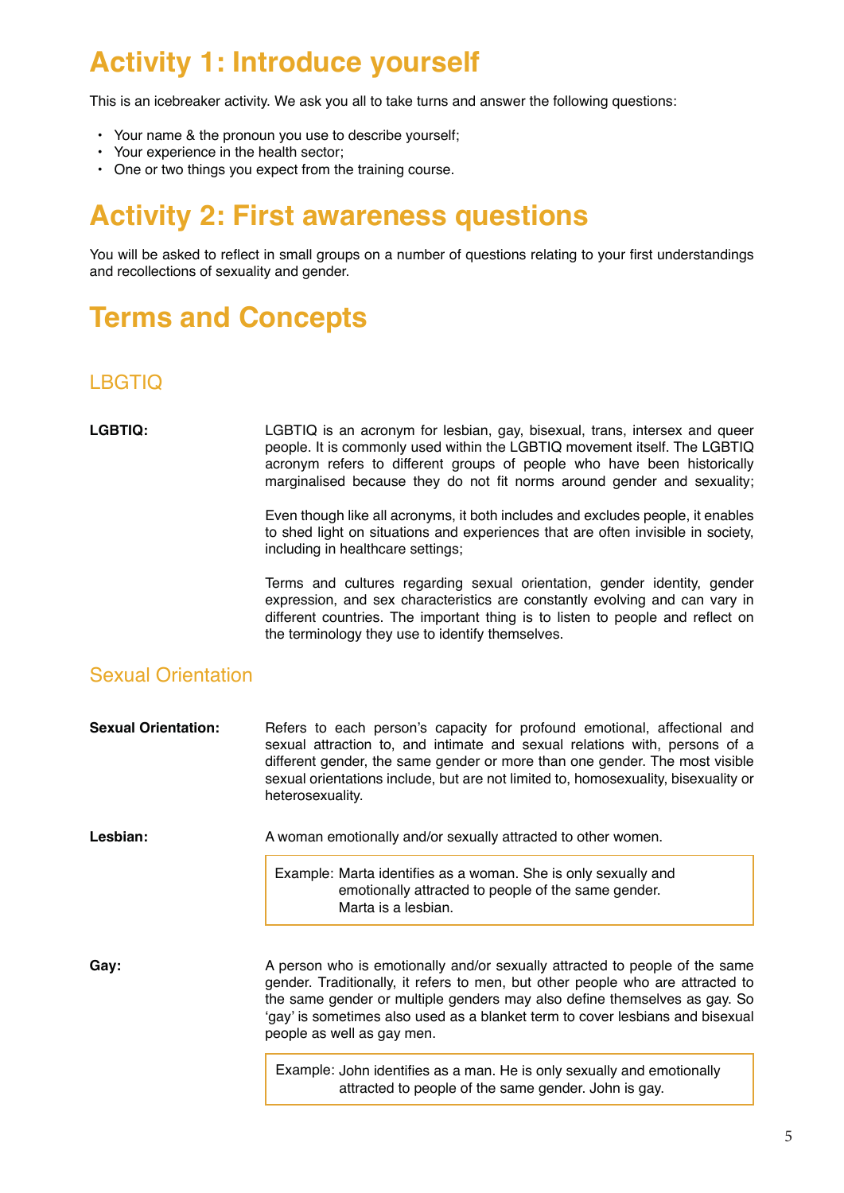# Activity 1: Introduce yourself

This is an icebreaker activity. We ask you all to take turns and answer the following questions:

- Your name & the pronoun you use to describe yourself;
- Your experience in the health sector;
- One or two things you expect from the training course.

# Activity 2: First awareness questions

You will be asked to reflect in small groups on a number of questions relating to your first understandings and recollections of sexuality and gender.

# Terms and Concepts

## LBGTIQ

**LGBTIQ:** LGBTIQ is an acronym for lesbian, gay, bisexual, trans, intersex and queer people. It is commonly used within the LGBTIQ movement itself. The LGBTIQ acronym refers to different groups of people who have been historically marginalised because they do not fit norms around gender and sexuality;

Even though like all acronyms, it both includes and excludes people, it enables to shed light on situations and experiences that are often invisible in society, including in healthcare settings;

Terms and cultures regarding sexual orientation, gender identity, gender expression, and sex characteristics are constantly evolving and can vary in different countries. The important thing is to listen to people and reflect on the terminology they use to identify themselves.

## Sexual Orientation

**Sexual Orientation:** Refers to each person's capacity for profound emotional, affectional and sexual attraction to, and intimate and sexual relations with, persons of a different gender, the same gender or more than one gender. The most visible sexual orientations include, but are not limited to, homosexuality, bisexuality or heterosexuality.

**Lesbian:** A woman emotionally and/or sexually attracted to other women.

> Example: Marta identifies as a woman. She is only sexually and emotionally attracted to people of the same gender. Marta is a lesbian.

**Gay:** A person who is emotionally and/or sexually attracted to people of the same gender. Traditionally, it refers to men, but other people who are attracted to the same gender or multiple genders may also define themselves as gay. So 'gay' is sometimes also used as a blanket term to cover lesbians and bisexual people as well as gay men.

> Example: John identifies as a man. He is only sexually and emotionally attracted to people of the same gender. John is gay.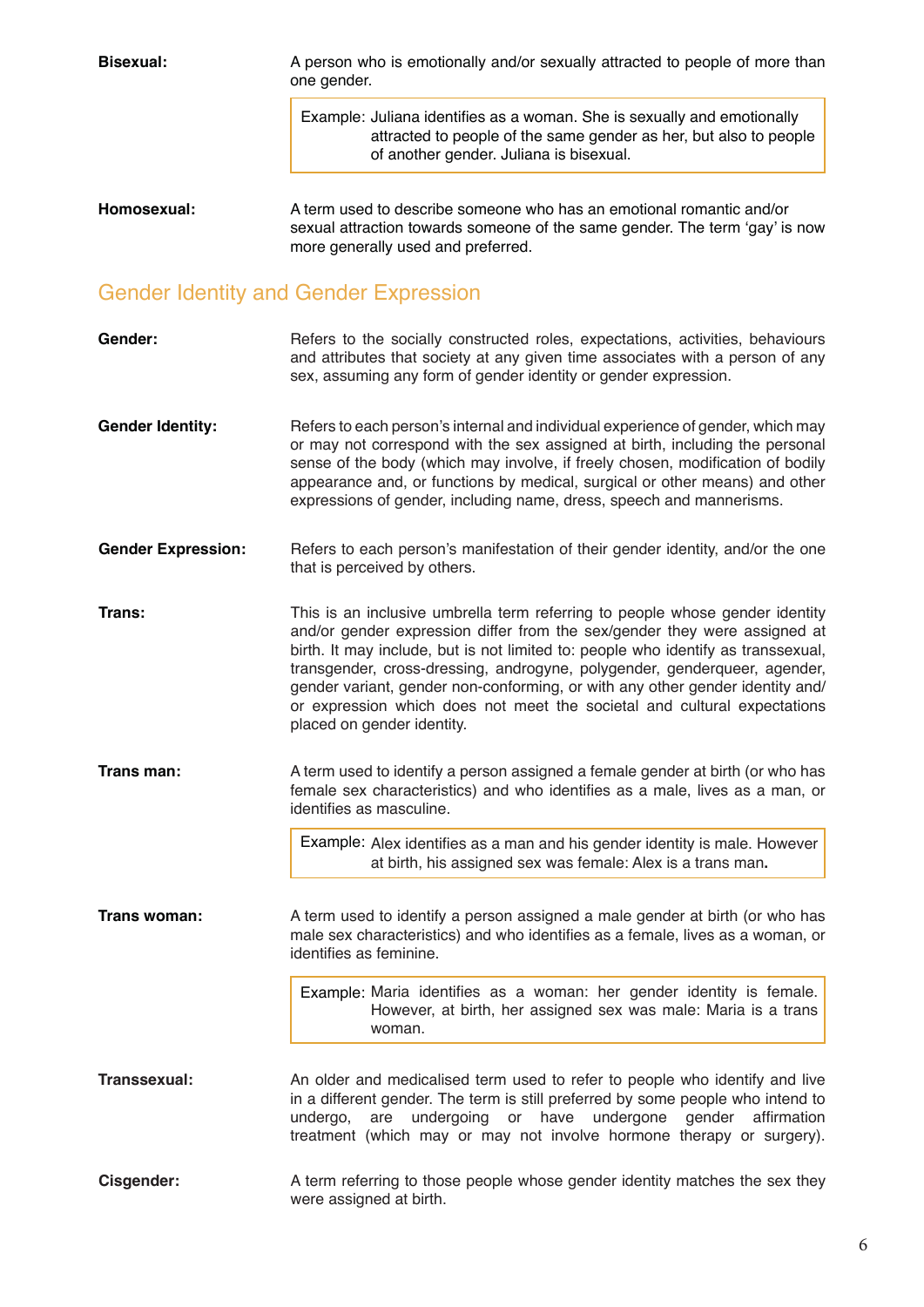**Bisexual:** A person who is emotionally and/or sexually attracted to people of more than one gender.

> Example: Juliana identifies as a woman. She is sexually and emotionally attracted to people of the same gender as her, but also to people of another gender. Juliana is bisexual.

**Homosexual:** A term used to describe someone who has an emotional romantic and/or sexual attraction towards someone of the same gender. The term 'gay' is now more generally used and preferred.

## Gender Identity and Gender Expression

**Gender:** Refers to the socially constructed roles, expectations, activities, behaviours and attributes that society at any given time associates with a person of any sex, assuming any form of gender identity or gender expression.

**Gender Identity:** Refers to each person's internal and individual experience of gender, which may or may not correspond with the sex assigned at birth, including the personal sense of the body (which may involve, if freely chosen, modification of bodily appearance and, or functions by medical, surgical or other means) and other expressions of gender, including name, dress, speech and mannerisms.

**Gender Expression:** Refers to each person's manifestation of their gender identity, and/or the one that is perceived by others.

**Trans:** This is an inclusive umbrella term referring to people whose gender identity and/or gender expression differ from the sex/gender they were assigned at birth. It may include, but is not limited to: people who identify as transsexual, transgender, cross-dressing, androgyne, polygender, genderqueer, agender, gender variant, gender non-conforming, or with any other gender identity and/or expression which does not meet the societal and cultural expectations placed on gender identity.

**Trans man:** A term used to identify a person assigned a female gender at birth (or who has female sex characteristics) and who identifies as a male, lives as a man, or identifies as masculine.

> Example: Alex identifies as a man and his gender identity is male. However at birth, his assigned sex was female: Alex is a trans man**.**

**Trans woman:** A term used to identify a person assigned a male gender at birth (or who has male sex characteristics) and who identifies as a female, lives as a woman, or identifies as feminine.

> Example: Maria identifies as a woman: her gender identity is female. However, at birth, her assigned sex was male: Maria is a trans woman.

**Transsexual:** An older and medicalised term used to refer to people who identify and live in a different gender. The term is still preferred by some people who intend to undergo, are undergoing or have undergone gender affirmation treatment (which may or may not involve hormone therapy or surgery).

**Cisgender:** A term referring to those people whose gender identity matches the sex they were assigned at birth.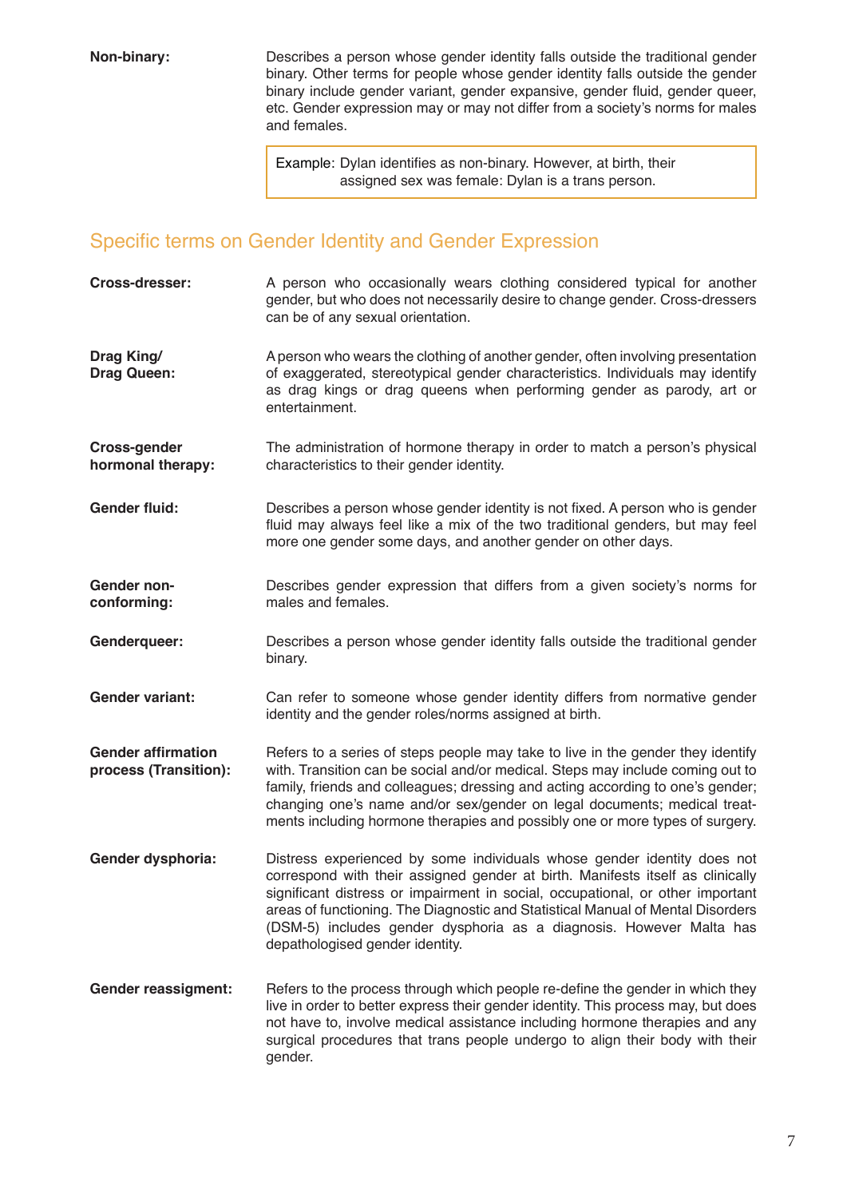**Non-binary:** Describes a person whose gender identity falls outside the traditional gender binary. Other terms for people whose gender identity falls outside the gender binary include gender variant, gender expansive, gender fluid, gender queer, etc. Gender expression may or may not differ from a society's norms for males and females.

> Example: Dylan identifies as non-binary. However, at birth, their assigned sex was female: Dylan is a trans person.

## Specific terms on Gender Identity and Gender Expression

**Cross-dresser:** A person who occasionally wears clothing considered typical for another gender, but who does not necessarily desire to change gender. Cross-dressers can be of any sexual orientation.

**Drag King/ Drag Queen:** A person who wears the clothing of another gender, often involving presentation of exaggerated, stereotypical gender characteristics. Individuals may identify as drag kings or drag queens when performing gender as parody, art or entertainment.

**Cross-gender hormonal therapy:** The administration of hormone therapy in order to match a person's physical characteristics to their gender identity.

**Gender fluid:** Describes a person whose gender identity is not fixed. A person who is gender fluid may always feel like a mix of the two traditional genders, but may feel more one gender some days, and another gender on other days.

**Gender non-conforming:** Describes gender expression that differs from a given society's norms for males and females.

**Genderqueer:** Describes a person whose gender identity falls outside the traditional gender binary.

**Gender variant:** Can refer to someone whose gender identity differs from normative gender identity and the gender roles/norms assigned at birth.

**Gender affirmation process (Transition):** Refers to a series of steps people may take to live in the gender they identify with. Transition can be social and/or medical. Steps may include coming out to family, friends and colleagues; dressing and acting according to one's gender; changing one's name and/or sex/gender on legal documents; medical treatments including hormone therapies and possibly one or more types of surgery.

**Gender dysphoria:** Distress experienced by some individuals whose gender identity does not correspond with their assigned gender at birth. Manifests itself as clinically significant distress or impairment in social, occupational, or other important areas of functioning. The Diagnostic and Statistical Manual of Mental Disorders (DSM-5) includes gender dysphoria as a diagnosis. However Malta has depathologised gender identity.

**Gender reassigment:** Refers to the process through which people re-define the gender in which they live in order to better express their gender identity. This process may, but does not have to, involve medical assistance including hormone therapies and any surgical procedures that trans people undergo to align their body with their gender.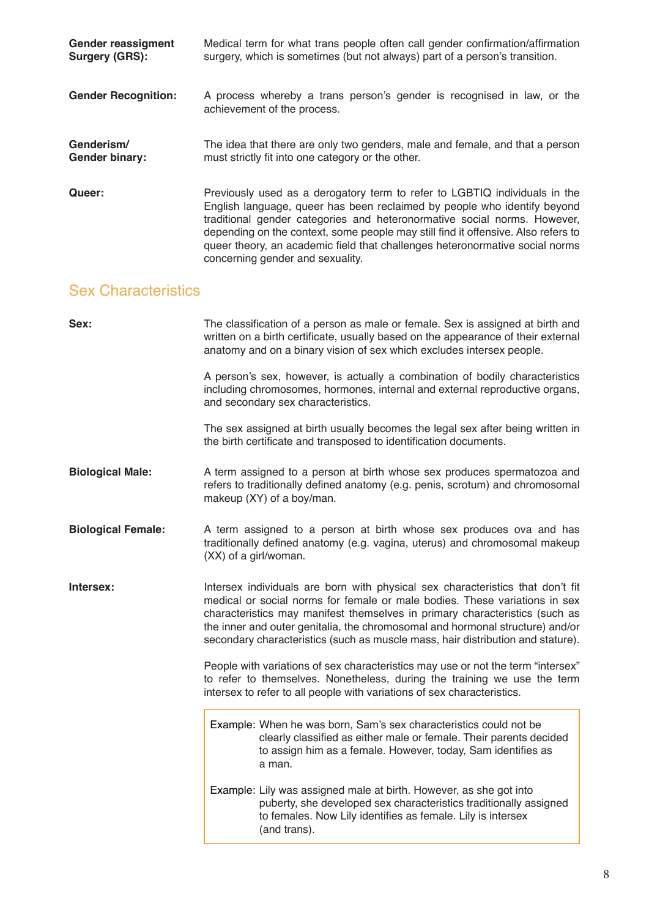**Gender reassigment Surgery (GRS):** Medical term for what trans people often call gender confirmation/affirmation surgery, which is sometimes (but not always) part of a person's transition.

**Gender Recognition:** A process whereby a trans person's gender is recognised in law, or the achievement of the process.

**Genderism/ Gender binary:** The idea that there are only two genders, male and female, and that a person must strictly fit into one category or the other.

**Queer:** Previously used as a derogatory term to refer to LGBTIQ individuals in the English language, queer has been reclaimed by people who identify beyond traditional gender categories and heteronormative social norms. However, depending on the context, some people may still find it offensive. Also refers to queer theory, an academic field that challenges heteronormative social norms concerning gender and sexuality.

## Sex Characteristics

**Sex:** The classification of a person as male or female. Sex is assigned at birth and written on a birth certificate, usually based on the appearance of their external anatomy and on a binary vision of sex which excludes intersex people.

A person's sex, however, is actually a combination of bodily characteristics including chromosomes, hormones, internal and external reproductive organs, and secondary sex characteristics.

The sex assigned at birth usually becomes the legal sex after being written in the birth certificate and transposed to identification documents.

**Biological Male:** A term assigned to a person at birth whose sex produces spermatozoa and refers to traditionally defined anatomy (e.g. penis, scrotum) and chromosomal makeup (XY) of a boy/man.

**Biological Female:** A term assigned to a person at birth whose sex produces ova and has traditionally defined anatomy (e.g. vagina, uterus) and chromosomal makeup (XX) of a girl/woman.

**Intersex:** Intersex individuals are born with physical sex characteristics that don't fit medical or social norms for female or male bodies. These variations in sex characteristics may manifest themselves in primary characteristics (such as the inner and outer genitalia, the chromosomal and hormonal structure) and/or secondary characteristics (such as muscle mass, hair distribution and stature).

People with variations of sex characteristics may use or not the term "intersex" to refer to themselves. Nonetheless, during the training we use the term intersex to refer to all people with variations of sex characteristics.

> Example: When he was born, Sam's sex characteristics could not be clearly classified as either male or female. Their parents decided to assign him as a female. However, today, Sam identifies as a man.
>
> Example: Lily was assigned male at birth. However, as she got into puberty, she developed sex characteristics traditionally assigned to females. Now Lily identifies as female. Lily is intersex (and trans).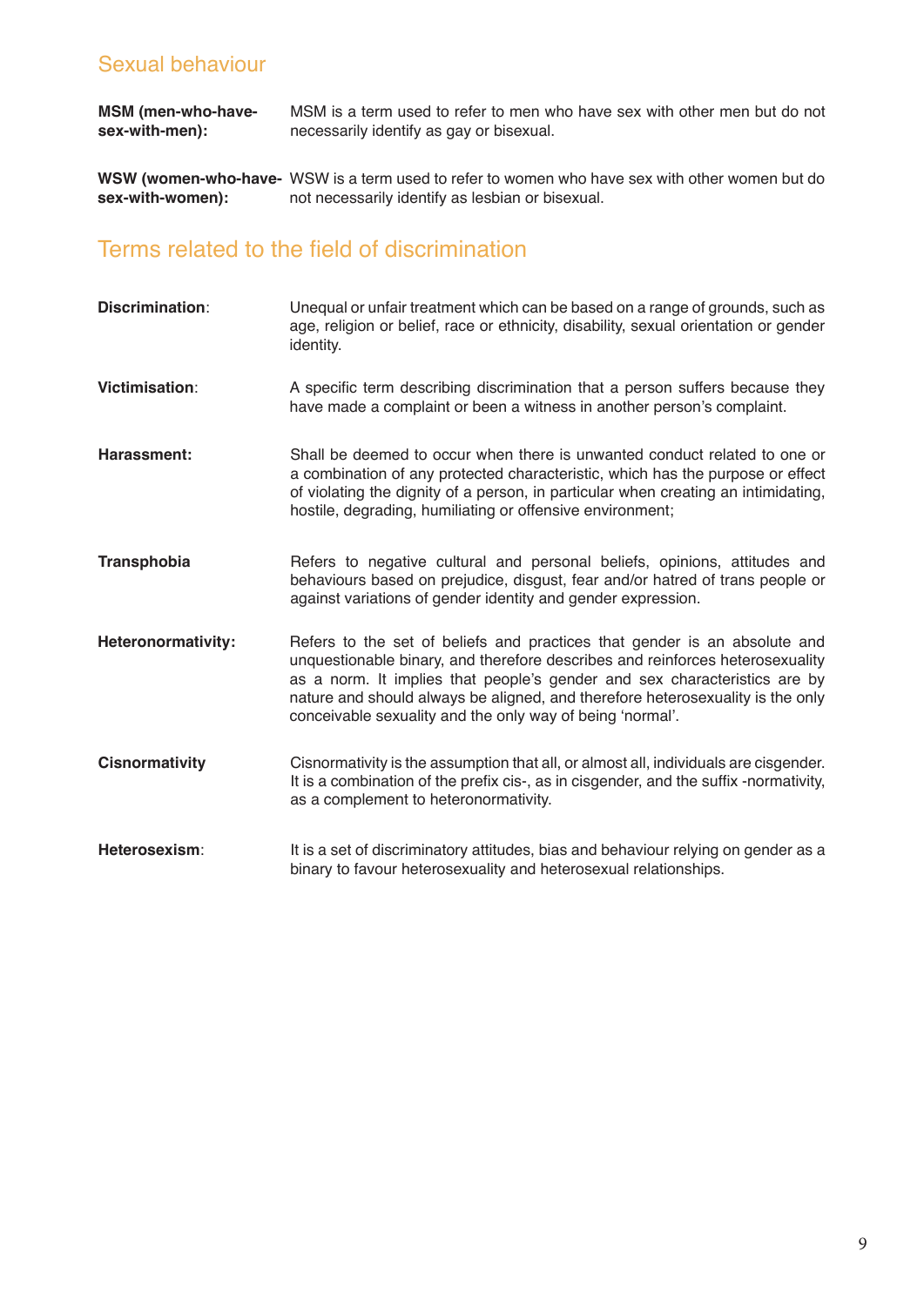## Sexual behaviour

**MSM (men-who-have-sex-with-men):** MSM is a term used to refer to men who have sex with other men but do not necessarily identify as gay or bisexual.

**WSW (women-who-have-sex-with-women):** WSW is a term used to refer to women who have sex with other women but do not necessarily identify as lesbian or bisexual.

## Terms related to the field of discrimination

**Discrimination**: Unequal or unfair treatment which can be based on a range of grounds, such as age, religion or belief, race or ethnicity, disability, sexual orientation or gender identity.

**Victimisation**: A specific term describing discrimination that a person suffers because they have made a complaint or been a witness in another person's complaint.

**Harassment:** Shall be deemed to occur when there is unwanted conduct related to one or a combination of any protected characteristic, which has the purpose or effect of violating the dignity of a person, in particular when creating an intimidating, hostile, degrading, humiliating or offensive environment;

**Transphobia** Refers to negative cultural and personal beliefs, opinions, attitudes and behaviours based on prejudice, disgust, fear and/or hatred of trans people or against variations of gender identity and gender expression.

**Heteronormativity:** Refers to the set of beliefs and practices that gender is an absolute and unquestionable binary, and therefore describes and reinforces heterosexuality as a norm. It implies that people's gender and sex characteristics are by nature and should always be aligned, and therefore heterosexuality is the only conceivable sexuality and the only way of being 'normal'.

**Cisnormativity** Cisnormativity is the assumption that all, or almost all, individuals are cisgender. It is a combination of the prefix cis-, as in cisgender, and the suffix -normativity, as a complement to heteronormativity.

**Heterosexism**: It is a set of discriminatory attitudes, bias and behaviour relying on gender as a binary to favour heterosexuality and heterosexual relationships.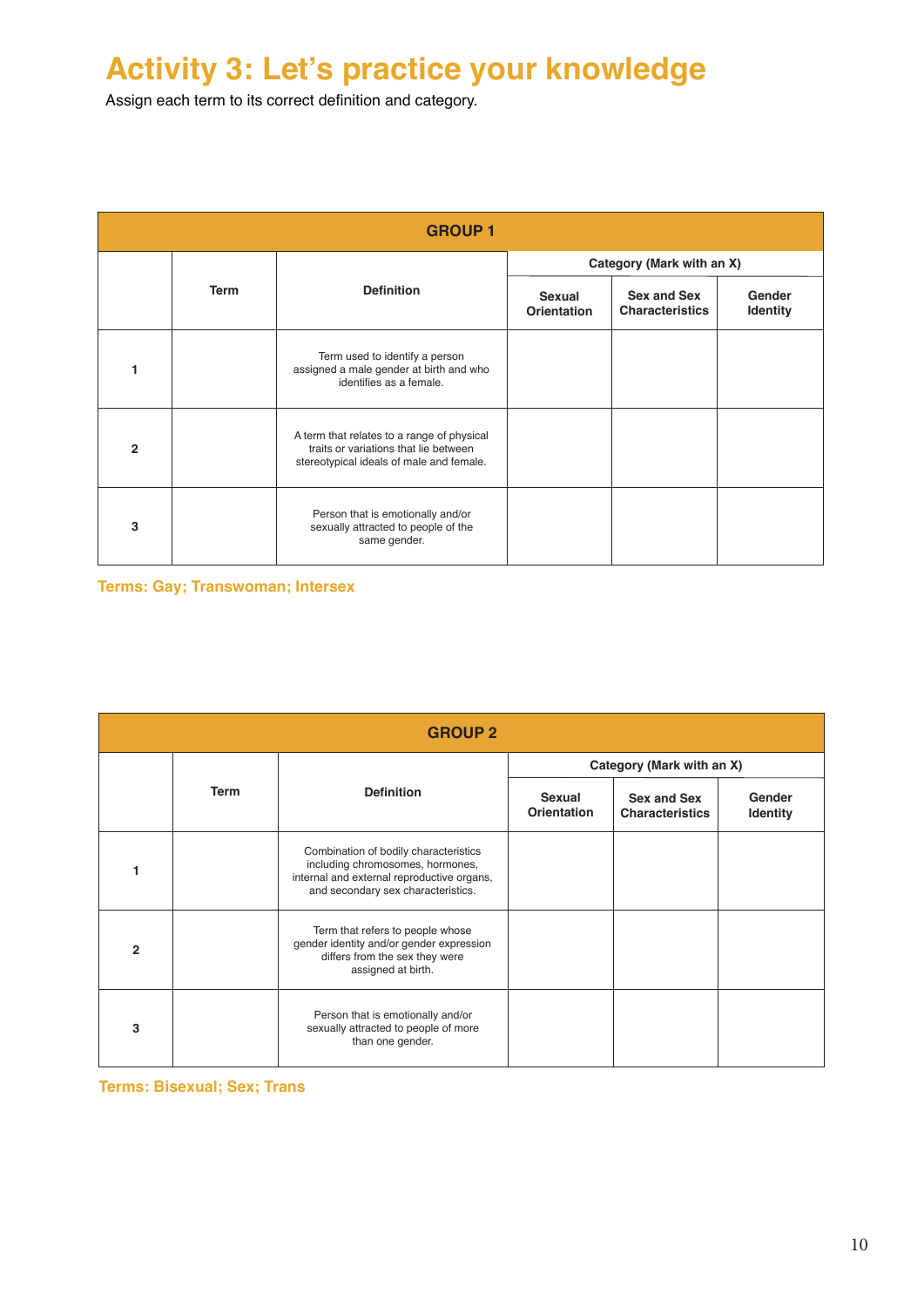# Activity 3: Let's practice your knowledge

Assign each term to its correct definition and category.

| GROUP 1 | | | | | |
|---|---|---|---|---|---|
| | Term | Definition | Category (Mark with an X) | | |
| | | | Sexual Orientation | Sex and Sex Characteristics | Gender Identity |
| 1 | | Term used to identify a person assigned a male gender at birth and who identifies as a female. | | | |
| 2 | | A term that relates to a range of physical traits or variations that lie between stereotypical ideals of male and female. | | | |
| 3 | | Person that is emotionally and/or sexually attracted to people of the same gender. | | | |

**Terms: Gay; Transwoman; Intersex**

| GROUP 2 | | | | | |
|---|---|---|---|---|---|
| | Term | Definition | Category (Mark with an X) | | |
| | | | Sexual Orientation | Sex and Sex Characteristics | Gender Identity |
| 1 | | Combination of bodily characteristics including chromosomes, hormones, internal and external reproductive organs, and secondary sex characteristics. | | | |
| 2 | | Term that refers to people whose gender identity and/or gender expression differs from the sex they were assigned at birth. | | | |
| 3 | | Person that is emotionally and/or sexually attracted to people of more than one gender. | | | |

**Terms: Bisexual; Sex; Trans**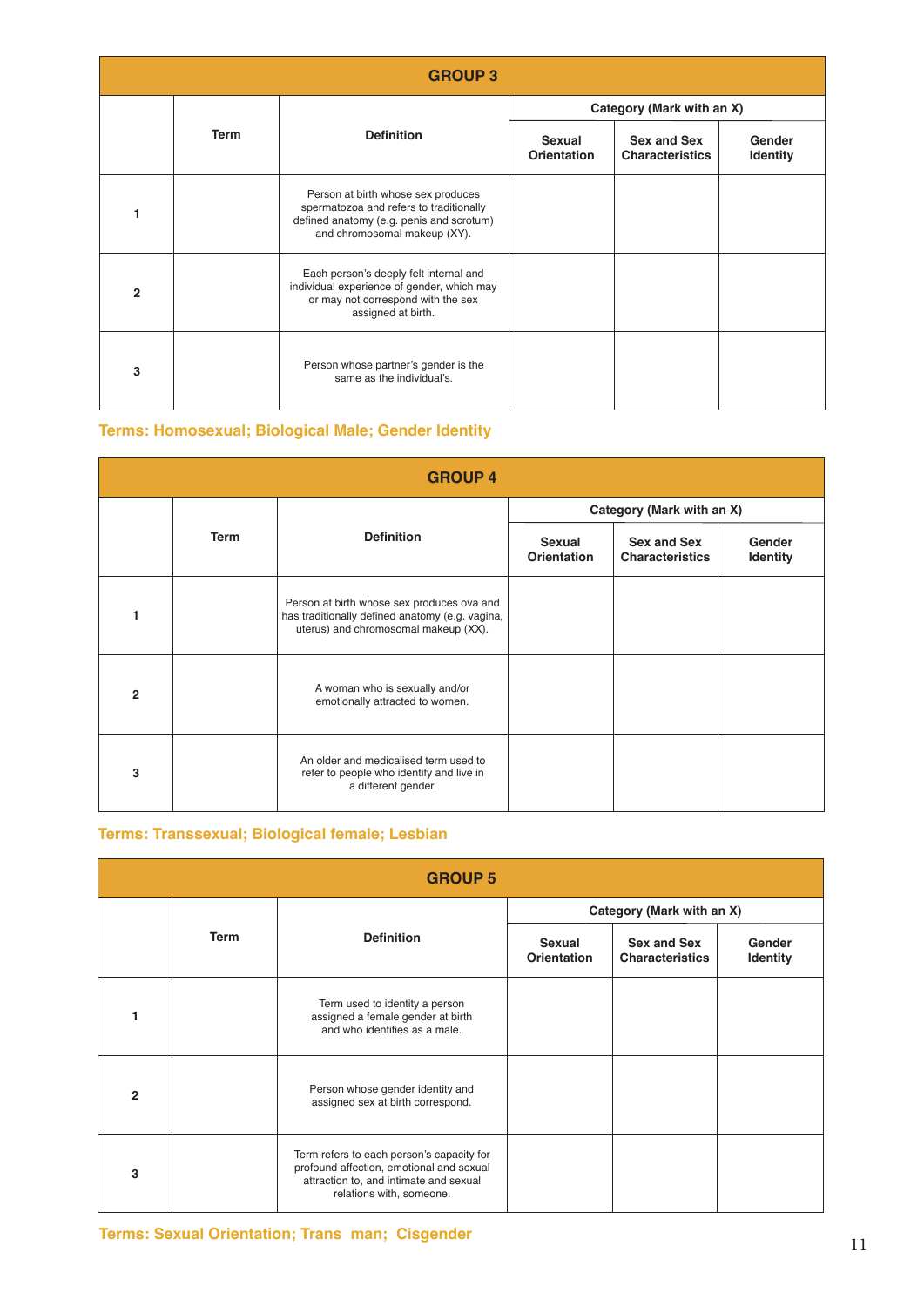## GROUP 3

| | Term | Definition | Category (Mark with an X) | | |
|---|---|---|---|---|---|
| | | | Sexual Orientation | Sex and Sex Characteristics | Gender Identity |
| 1 | | Person at birth whose sex produces spermatozoa and refers to traditionally defined anatomy (e.g. penis and scrotum) and chromosomal makeup (XY). | | | |
| 2 | | Each person's deeply felt internal and individual experience of gender, which may or may not correspond with the sex assigned at birth. | | | |
| 3 | | Person whose partner's gender is the same as the individual's. | | | |

**Terms: Homosexual; Biological Male; Gender Identity**

## GROUP 4

| | Term | Definition | Category (Mark with an X) | | |
|---|---|---|---|---|---|
| | | | Sexual Orientation | Sex and Sex Characteristics | Gender Identity |
| 1 | | Person at birth whose sex produces ova and has traditionally defined anatomy (e.g. vagina, uterus) and chromosomal makeup (XX). | | | |
| 2 | | A woman who is sexually and/or emotionally attracted to women. | | | |
| 3 | | An older and medicalised term used to refer to people who identify and live in a different gender. | | | |

**Terms: Transsexual; Biological female; Lesbian**

## GROUP 5

| | Term | Definition | Category (Mark with an X) | | |
|---|---|---|---|---|---|
| | | | Sexual Orientation | Sex and Sex Characteristics | Gender Identity |
| 1 | | Term used to identity a person assigned a female gender at birth and who identifies as a male. | | | |
| 2 | | Person whose gender identity and assigned sex at birth correspond. | | | |
| 3 | | Term refers to each person's capacity for profound affection, emotional and sexual attraction to, and intimate and sexual relations with, someone. | | | |

**Terms: Sexual Orientation; Trans man; Cisgender**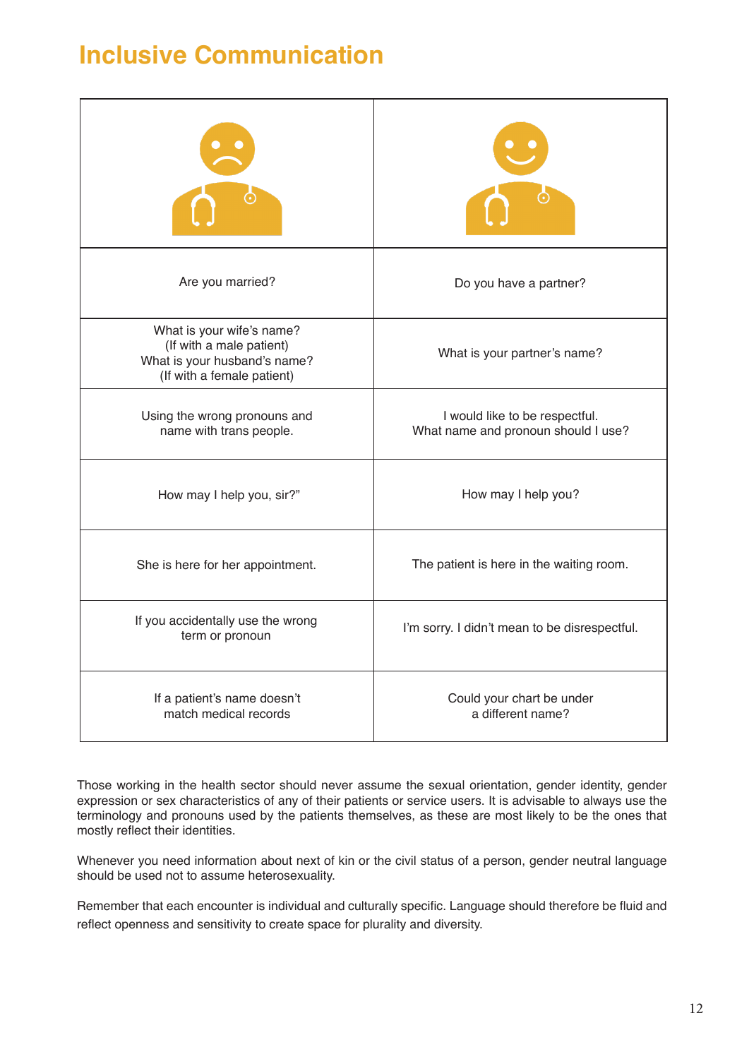# Inclusive Communication

| | |
|---|---|
| Are you married? | Do you have a partner? |
| What is your wife's name?<br>(If with a male patient)<br>What is your husband's name?<br>(If with a female patient) | What is your partner's name? |
| Using the wrong pronouns and name with trans people. | I would like to be respectful.<br>What name and pronoun should I use? |
| How may I help you, sir?" | How may I help you? |
| She is here for her appointment. | The patient is here in the waiting room. |
| If you accidentally use the wrong term or pronoun | I'm sorry. I didn't mean to be disrespectful. |
| If a patient's name doesn't match medical records | Could your chart be under a different name? |

Those working in the health sector should never assume the sexual orientation, gender identity, gender expression or sex characteristics of any of their patients or service users. It is advisable to always use the terminology and pronouns used by the patients themselves, as these are most likely to be the ones that mostly reflect their identities.

Whenever you need information about next of kin or the civil status of a person, gender neutral language should be used not to assume heterosexuality.

Remember that each encounter is individual and culturally specific. Language should therefore be fluid and reflect openness and sensitivity to create space for plurality and diversity.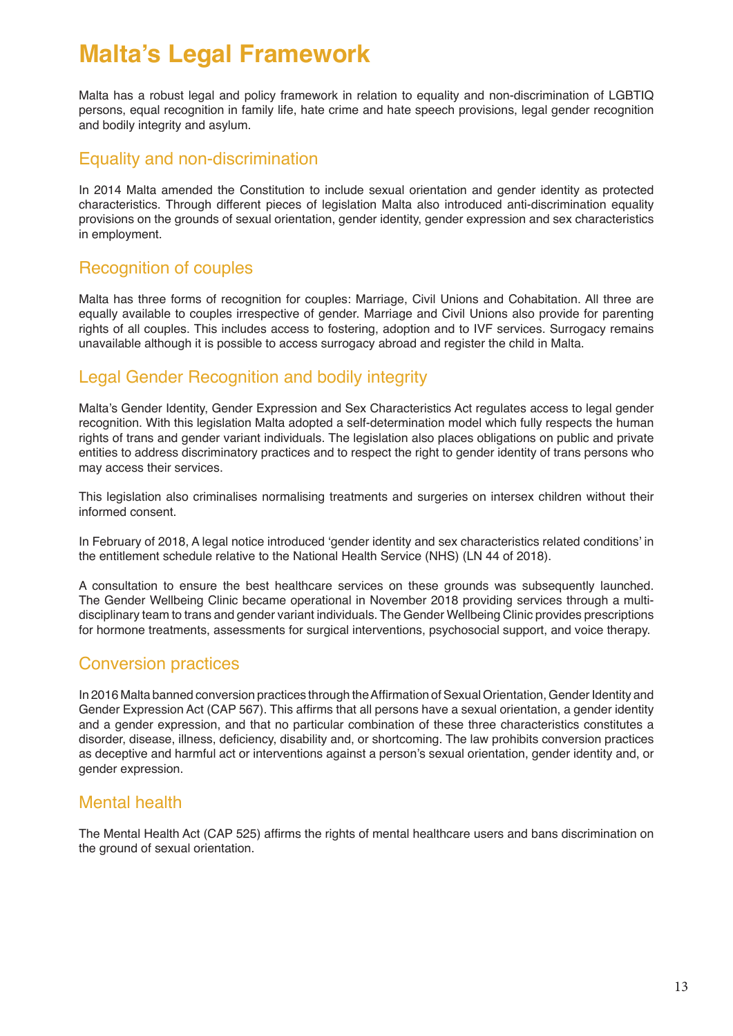# Malta's Legal Framework

Malta has a robust legal and policy framework in relation to equality and non-discrimination of LGBTIQ persons, equal recognition in family life, hate crime and hate speech provisions, legal gender recognition and bodily integrity and asylum.

## Equality and non-discrimination

In 2014 Malta amended the Constitution to include sexual orientation and gender identity as protected characteristics. Through different pieces of legislation Malta also introduced anti-discrimination equality provisions on the grounds of sexual orientation, gender identity, gender expression and sex characteristics in employment.

## Recognition of couples

Malta has three forms of recognition for couples: Marriage, Civil Unions and Cohabitation. All three are equally available to couples irrespective of gender. Marriage and Civil Unions also provide for parenting rights of all couples. This includes access to fostering, adoption and to IVF services. Surrogacy remains unavailable although it is possible to access surrogacy abroad and register the child in Malta.

## Legal Gender Recognition and bodily integrity

Malta's Gender Identity, Gender Expression and Sex Characteristics Act regulates access to legal gender recognition. With this legislation Malta adopted a self-determination model which fully respects the human rights of trans and gender variant individuals. The legislation also places obligations on public and private entities to address discriminatory practices and to respect the right to gender identity of trans persons who may access their services.

This legislation also criminalises normalising treatments and surgeries on intersex children without their informed consent.

In February of 2018, A legal notice introduced 'gender identity and sex characteristics related conditions' in the entitlement schedule relative to the National Health Service (NHS) (LN 44 of 2018).

A consultation to ensure the best healthcare services on these grounds was subsequently launched. The Gender Wellbeing Clinic became operational in November 2018 providing services through a multi-disciplinary team to trans and gender variant individuals. The Gender Wellbeing Clinic provides prescriptions for hormone treatments, assessments for surgical interventions, psychosocial support, and voice therapy.

## Conversion practices

In 2016 Malta banned conversion practices through the Affirmation of Sexual Orientation, Gender Identity and Gender Expression Act (CAP 567). This affirms that all persons have a sexual orientation, a gender identity and a gender expression, and that no particular combination of these three characteristics constitutes a disorder, disease, illness, deficiency, disability and, or shortcoming. The law prohibits conversion practices as deceptive and harmful act or interventions against a person's sexual orientation, gender identity and, or gender expression.

## Mental health

The Mental Health Act (CAP 525) affirms the rights of mental healthcare users and bans discrimination on the ground of sexual orientation.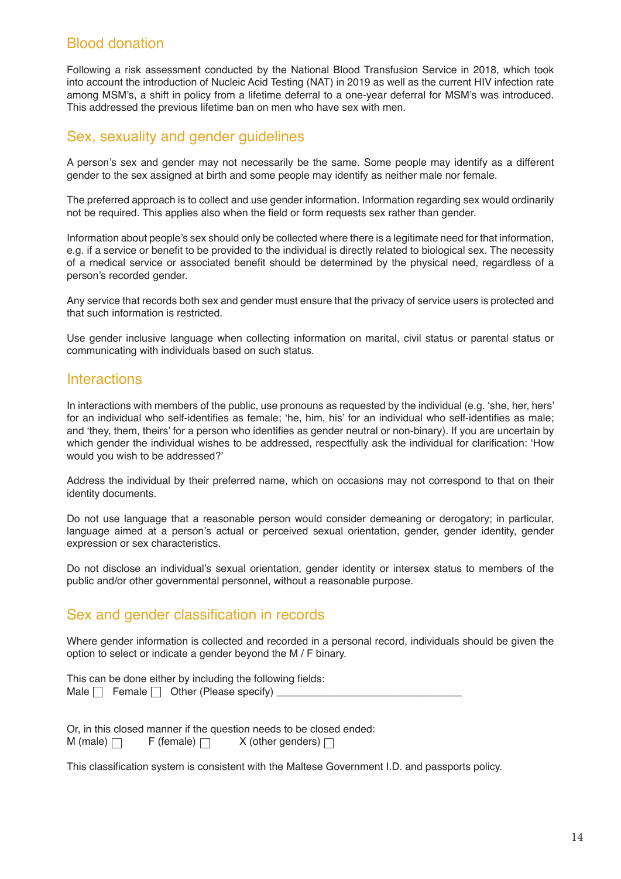## Blood donation

Following a risk assessment conducted by the National Blood Transfusion Service in 2018, which took into account the introduction of Nucleic Acid Testing (NAT) in 2019 as well as the current HIV infection rate among MSM's, a shift in policy from a lifetime deferral to a one-year deferral for MSM's was introduced. This addressed the previous lifetime ban on men who have sex with men.

## Sex, sexuality and gender guidelines

A person's sex and gender may not necessarily be the same. Some people may identify as a different gender to the sex assigned at birth and some people may identify as neither male nor female.

The preferred approach is to collect and use gender information. Information regarding sex would ordinarily not be required. This applies also when the field or form requests sex rather than gender.

Information about people's sex should only be collected where there is a legitimate need for that information, e.g. if a service or benefit to be provided to the individual is directly related to biological sex. The necessity of a medical service or associated benefit should be determined by the physical need, regardless of a person's recorded gender.

Any service that records both sex and gender must ensure that the privacy of service users is protected and that such information is restricted.

Use gender inclusive language when collecting information on marital, civil status or parental status or communicating with individuals based on such status.

## Interactions

In interactions with members of the public, use pronouns as requested by the individual (e.g. 'she, her, hers' for an individual who self-identifies as female; 'he, him, his' for an individual who self-identifies as male; and 'they, them, theirs' for a person who identifies as gender neutral or non-binary). If you are uncertain by which gender the individual wishes to be addressed, respectfully ask the individual for clarification: 'How would you wish to be addressed?'

Address the individual by their preferred name, which on occasions may not correspond to that on their identity documents.

Do not use language that a reasonable person would consider demeaning or derogatory; in particular, language aimed at a person's actual or perceived sexual orientation, gender, gender identity, gender expression or sex characteristics.

Do not disclose an individual's sexual orientation, gender identity or intersex status to members of the public and/or other governmental personnel, without a reasonable purpose.

## Sex and gender classification in records

Where gender information is collected and recorded in a personal record, individuals should be given the option to select or indicate a gender beyond the M / F binary.

This can be done either by including the following fields:
Male ☐ Female ☐ Other (Please specify) ________________________________

Or, in this closed manner if the question needs to be closed ended:
M (male) ☐ F (female) ☐ X (other genders) ☐

This classification system is consistent with the Maltese Government I.D. and passports policy.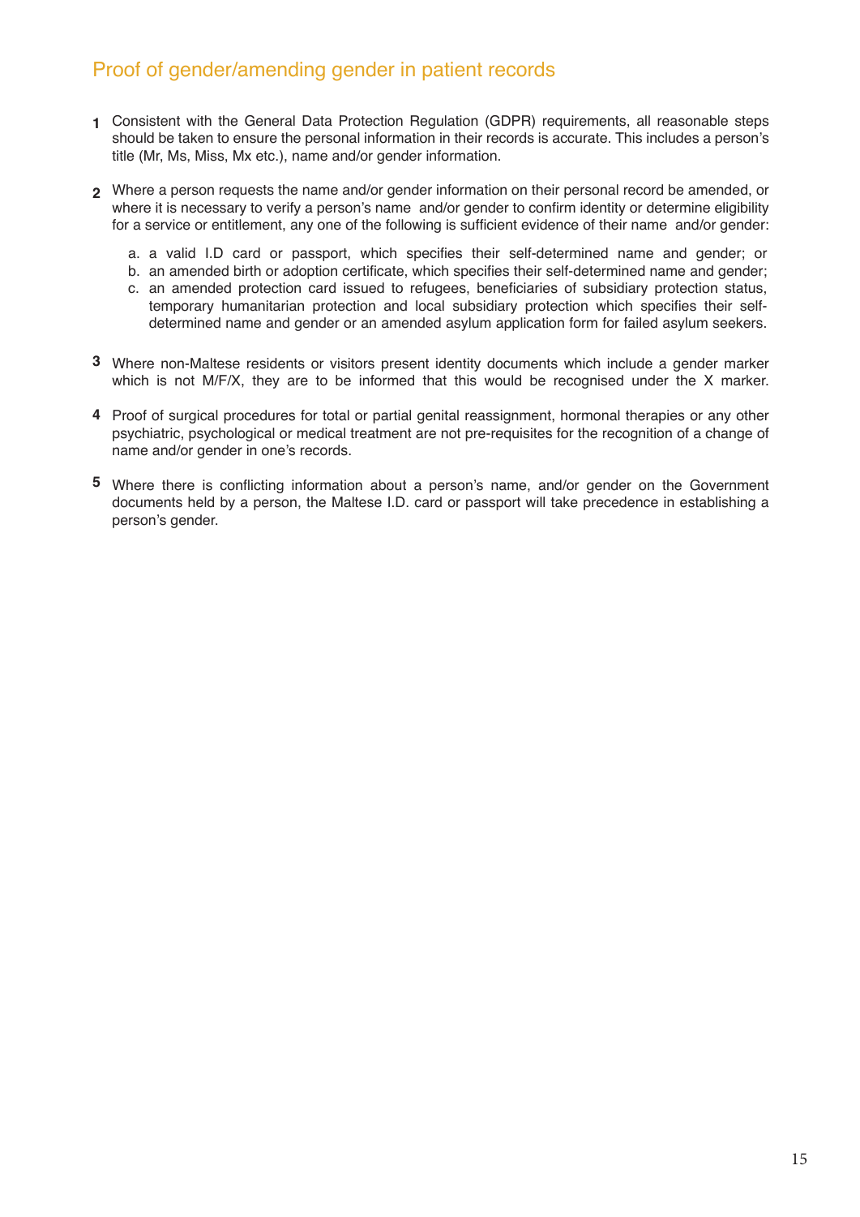## Proof of gender/amending gender in patient records

1. Consistent with the General Data Protection Regulation (GDPR) requirements, all reasonable steps should be taken to ensure the personal information in their records is accurate. This includes a person's title (Mr, Ms, Miss, Mx etc.), name and/or gender information.

2. Where a person requests the name and/or gender information on their personal record be amended, or where it is necessary to verify a person's name and/or gender to confirm identity or determine eligibility for a service or entitlement, any one of the following is sufficient evidence of their name and/or gender:

   a. a valid I.D card or passport, which specifies their self-determined name and gender; or
   b. an amended birth or adoption certificate, which specifies their self-determined name and gender;
   c. an amended protection card issued to refugees, beneficiaries of subsidiary protection status, temporary humanitarian protection and local subsidiary protection which specifies their self-determined name and gender or an amended asylum application form for failed asylum seekers.

3. Where non-Maltese residents or visitors present identity documents which include a gender marker which is not M/F/X, they are to be informed that this would be recognised under the X marker.

4. Proof of surgical procedures for total or partial genital reassignment, hormonal therapies or any other psychiatric, psychological or medical treatment are not pre-requisites for the recognition of a change of name and/or gender in one's records.

5. Where there is conflicting information about a person's name, and/or gender on the Government documents held by a person, the Maltese I.D. card or passport will take precedence in establishing a person's gender.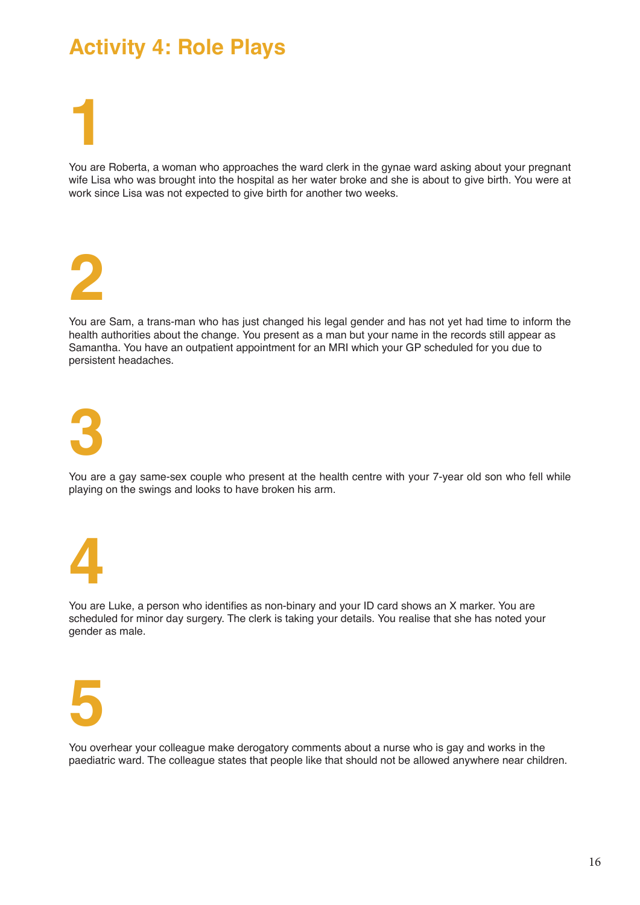# Activity 4: Role Plays

## 1

You are Roberta, a woman who approaches the ward clerk in the gynae ward asking about your pregnant wife Lisa who was brought into the hospital as her water broke and she is about to give birth. You were at work since Lisa was not expected to give birth for another two weeks.

## 2

You are Sam, a trans-man who has just changed his legal gender and has not yet had time to inform the health authorities about the change. You present as a man but your name in the records still appear as Samantha. You have an outpatient appointment for an MRI which your GP scheduled for you due to persistent headaches.

## 3

You are a gay same-sex couple who present at the health centre with your 7-year old son who fell while playing on the swings and looks to have broken his arm.

## 4

You are Luke, a person who identifies as non-binary and your ID card shows an X marker. You are scheduled for minor day surgery. The clerk is taking your details. You realise that she has noted your gender as male.

## 5

You overhear your colleague make derogatory comments about a nurse who is gay and works in the paediatric ward. The colleague states that people like that should not be allowed anywhere near children.